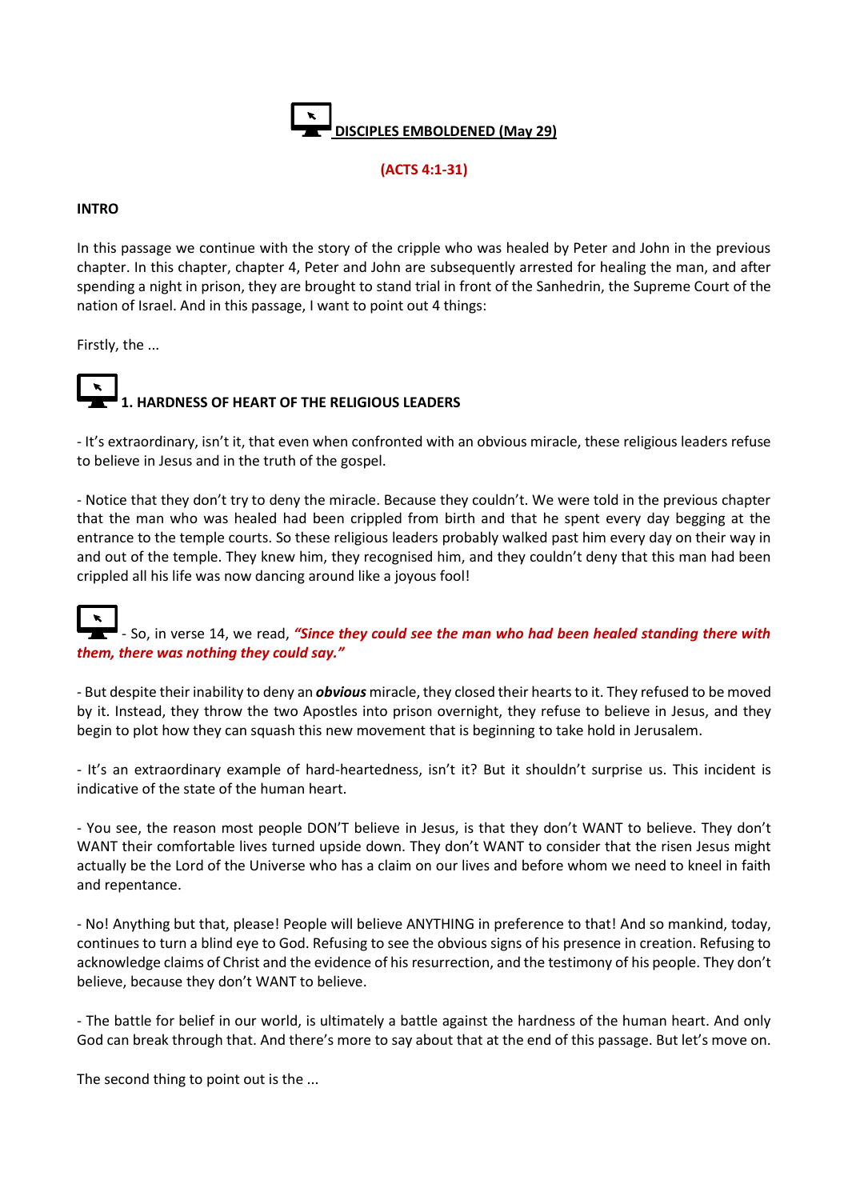# DISCIPLES EMBOLDENED (May 29)

**(ACTS 4:1-31)**

**INTRO**

In this passage we continue with the story of the cripple who was healed by Peter and John in the previous chapter. In this chapter, chapter 4, Peter and John are subsequently arrested for healing the man, and after spending a night in prison, they are brought to stand trial in front of the Sanhedrin, the Supreme Court of the nation of Israel. And in this passage, I want to point out 4 things:

Firstly, the ...

## 1. HARDNESS OF HEART OF THE RELIGIOUS LEADERS

- It's extraordinary, isn't it, that even when confronted with an obvious miracle, these religious leaders refuse to believe in Jesus and in the truth of the gospel.

- Notice that they don't try to deny the miracle. Because they couldn't. We were told in the previous chapter that the man who was healed had been crippled from birth and that he spent every day begging at the entrance to the temple courts. So these religious leaders probably walked past him every day on their way in and out of the temple. They knew him, they recognised him, and they couldn't deny that this man had been crippled all his life was now dancing around like a joyous fool!

- So, in verse 14, we read, ***"Since they could see the man who had been healed standing there with them, there was nothing they could say."***

- But despite their inability to deny an ***obvious*** miracle, they closed their hearts to it. They refused to be moved by it. Instead, they throw the two Apostles into prison overnight, they refuse to believe in Jesus, and they begin to plot how they can squash this new movement that is beginning to take hold in Jerusalem.

- It's an extraordinary example of hard-heartedness, isn't it? But it shouldn't surprise us. This incident is indicative of the state of the human heart.

- You see, the reason most people DON'T believe in Jesus, is that they don't WANT to believe. They don't WANT their comfortable lives turned upside down. They don't WANT to consider that the risen Jesus might actually be the Lord of the Universe who has a claim on our lives and before whom we need to kneel in faith and repentance.

- No! Anything but that, please! People will believe ANYTHING in preference to that! And so mankind, today, continues to turn a blind eye to God. Refusing to see the obvious signs of his presence in creation. Refusing to acknowledge claims of Christ and the evidence of his resurrection, and the testimony of his people. They don't believe, because they don't WANT to believe.

- The battle for belief in our world, is ultimately a battle against the hardness of the human heart. And only God can break through that. And there's more to say about that at the end of this passage. But let's move on.

The second thing to point out is the ...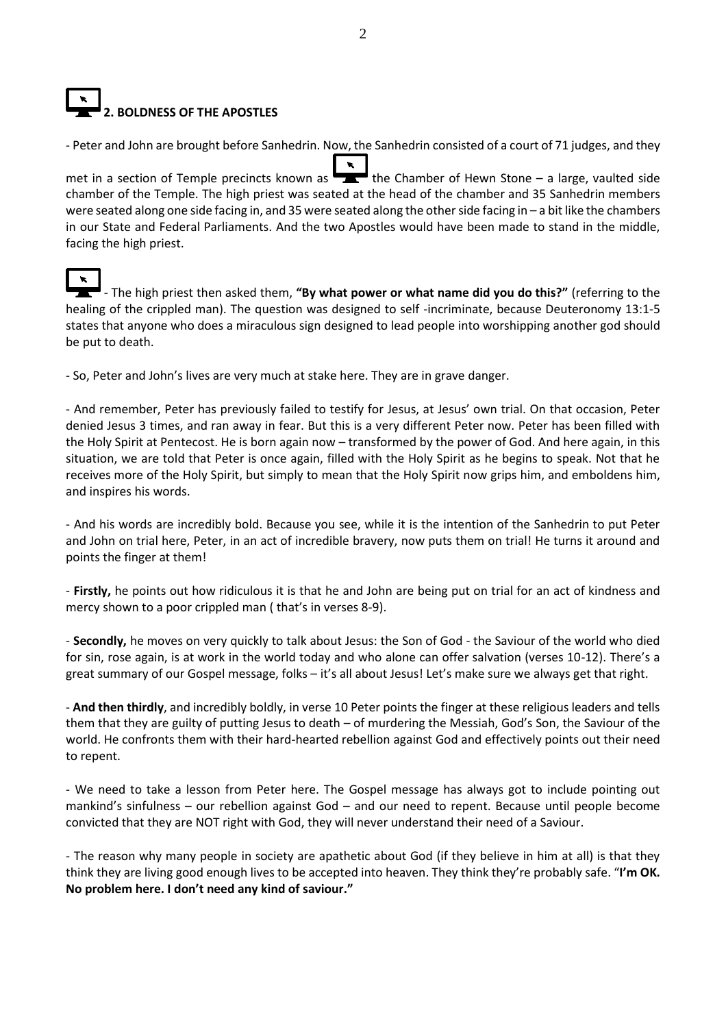## 2. BOLDNESS OF THE APOSTLES

- Peter and John are brought before Sanhedrin. Now, the Sanhedrin consisted of a court of 71 judges, and they met in a section of Temple precincts known as the Chamber of Hewn Stone – a large, vaulted side chamber of the Temple. The high priest was seated at the head of the chamber and 35 Sanhedrin members were seated along one side facing in, and 35 were seated along the other side facing in – a bit like the chambers in our State and Federal Parliaments. And the two Apostles would have been made to stand in the middle, facing the high priest.

- The high priest then asked them, **"By what power or what name did you do this?"** (referring to the healing of the crippled man). The question was designed to self -incriminate, because Deuteronomy 13:1-5 states that anyone who does a miraculous sign designed to lead people into worshipping another god should be put to death.

- So, Peter and John's lives are very much at stake here. They are in grave danger.

- And remember, Peter has previously failed to testify for Jesus, at Jesus' own trial. On that occasion, Peter denied Jesus 3 times, and ran away in fear. But this is a very different Peter now. Peter has been filled with the Holy Spirit at Pentecost. He is born again now – transformed by the power of God. And here again, in this situation, we are told that Peter is once again, filled with the Holy Spirit as he begins to speak. Not that he receives more of the Holy Spirit, but simply to mean that the Holy Spirit now grips him, and emboldens him, and inspires his words.

- And his words are incredibly bold. Because you see, while it is the intention of the Sanhedrin to put Peter and John on trial here, Peter, in an act of incredible bravery, now puts them on trial! He turns it around and points the finger at them!

- **Firstly,** he points out how ridiculous it is that he and John are being put on trial for an act of kindness and mercy shown to a poor crippled man ( that's in verses 8-9).

- **Secondly,** he moves on very quickly to talk about Jesus: the Son of God - the Saviour of the world who died for sin, rose again, is at work in the world today and who alone can offer salvation (verses 10-12). There's a great summary of our Gospel message, folks – it's all about Jesus! Let's make sure we always get that right.

- **And then thirdly**, and incredibly boldly, in verse 10 Peter points the finger at these religious leaders and tells them that they are guilty of putting Jesus to death – of murdering the Messiah, God's Son, the Saviour of the world. He confronts them with their hard-hearted rebellion against God and effectively points out their need to repent.

- We need to take a lesson from Peter here. The Gospel message has always got to include pointing out mankind's sinfulness – our rebellion against God – and our need to repent. Because until people become convicted that they are NOT right with God, they will never understand their need of a Saviour.

- The reason why many people in society are apathetic about God (if they believe in him at all) is that they think they are living good enough lives to be accepted into heaven. They think they're probably safe. "**I'm OK. No problem here. I don't need any kind of saviour."**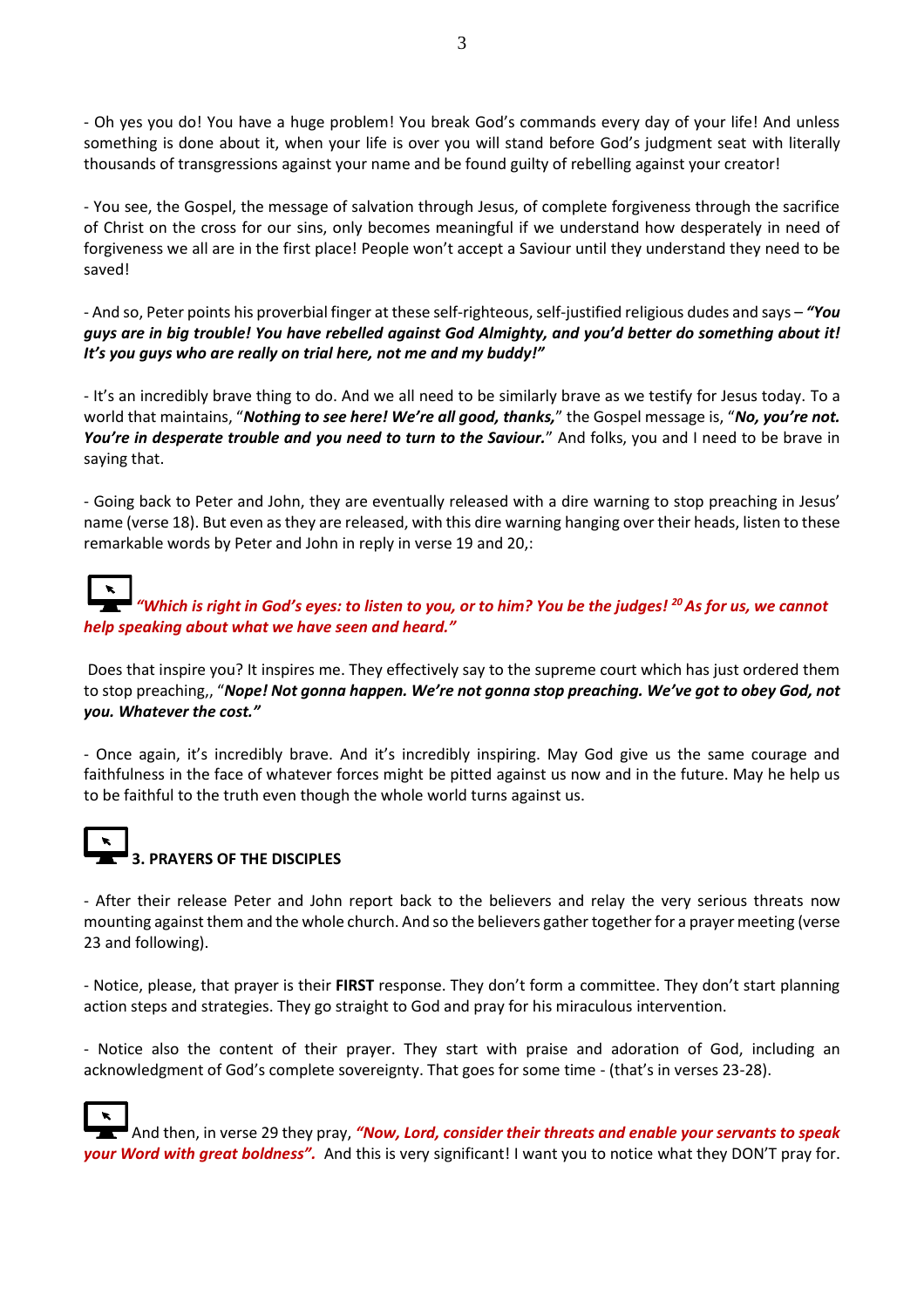- Oh yes you do! You have a huge problem! You break God's commands every day of your life! And unless something is done about it, when your life is over you will stand before God's judgment seat with literally thousands of transgressions against your name and be found guilty of rebelling against your creator!

- You see, the Gospel, the message of salvation through Jesus, of complete forgiveness through the sacrifice of Christ on the cross for our sins, only becomes meaningful if we understand how desperately in need of forgiveness we all are in the first place! People won't accept a Saviour until they understand they need to be saved!

- And so, Peter points his proverbial finger at these self-righteous, self-justified religious dudes and says – ***"You guys are in big trouble! You have rebelled against God Almighty, and you'd better do something about it! It's you guys who are really on trial here, not me and my buddy!"***

- It's an incredibly brave thing to do. And we all need to be similarly brave as we testify for Jesus today. To a world that maintains, "***Nothing to see here! We're all good, thanks,***" the Gospel message is, "***No, you're not. You're in desperate trouble and you need to turn to the Saviour.***" And folks, you and I need to be brave in saying that.

- Going back to Peter and John, they are eventually released with a dire warning to stop preaching in Jesus' name (verse 18). But even as they are released, with this dire warning hanging over their heads, listen to these remarkable words by Peter and John in reply in verse 19 and 20,:

***"Which is right in God's eyes: to listen to you, or to him? You be the judges! [20] As for us, we cannot help speaking about what we have seen and heard."***

Does that inspire you? It inspires me. They effectively say to the supreme court which has just ordered them to stop preaching,, "***Nope! Not gonna happen. We're not gonna stop preaching. We've got to obey God, not you. Whatever the cost."***

- Once again, it's incredibly brave. And it's incredibly inspiring. May God give us the same courage and faithfulness in the face of whatever forces might be pitted against us now and in the future. May he help us to be faithful to the truth even though the whole world turns against us.

## 3. PRAYERS OF THE DISCIPLES

- After their release Peter and John report back to the believers and relay the very serious threats now mounting against them and the whole church. And so the believers gather together for a prayer meeting (verse 23 and following).

- Notice, please, that prayer is their **FIRST** response. They don't form a committee. They don't start planning action steps and strategies. They go straight to God and pray for his miraculous intervention.

- Notice also the content of their prayer. They start with praise and adoration of God, including an acknowledgment of God's complete sovereignty. That goes for some time - (that's in verses 23-28).

And then, in verse 29 they pray, ***"Now, Lord, consider their threats and enable your servants to speak your Word with great boldness".*** And this is very significant! I want you to notice what they DON'T pray for.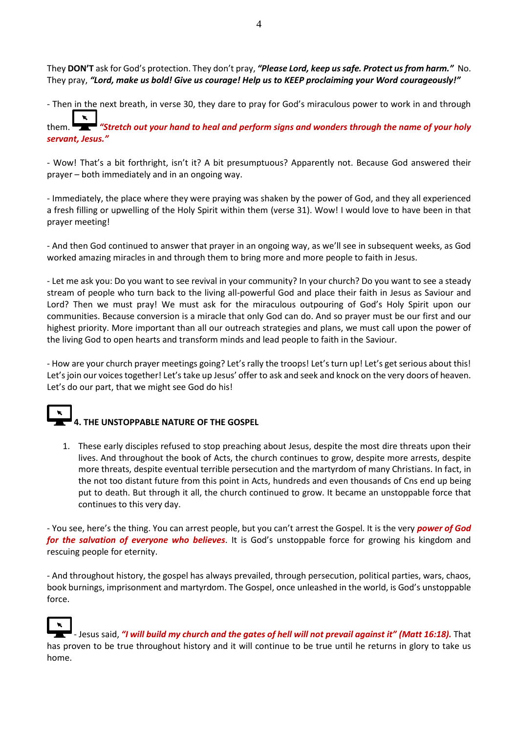They **DON'T** ask for God's protection. They don't pray, ***"Please Lord, keep us safe. Protect us from harm."*** No. They pray, ***"Lord, make us bold! Give us courage! Help us to KEEP proclaiming your Word courageously!"***

- Then in the next breath, in verse 30, they dare to pray for God's miraculous power to work in and through them. ***"Stretch out your hand to heal and perform signs and wonders through the name of your holy servant, Jesus."***

- Wow! That's a bit forthright, isn't it? A bit presumptuous? Apparently not. Because God answered their prayer – both immediately and in an ongoing way.

- Immediately, the place where they were praying was shaken by the power of God, and they all experienced a fresh filling or upwelling of the Holy Spirit within them (verse 31). Wow! I would love to have been in that prayer meeting!

- And then God continued to answer that prayer in an ongoing way, as we'll see in subsequent weeks, as God worked amazing miracles in and through them to bring more and more people to faith in Jesus.

- Let me ask you: Do you want to see revival in your community? In your church? Do you want to see a steady stream of people who turn back to the living all-powerful God and place their faith in Jesus as Saviour and Lord? Then we must pray! We must ask for the miraculous outpouring of God's Holy Spirit upon our communities. Because conversion is a miracle that only God can do. And so prayer must be our first and our highest priority. More important than all our outreach strategies and plans, we must call upon the power of the living God to open hearts and transform minds and lead people to faith in the Saviour.

- How are your church prayer meetings going? Let's rally the troops! Let's turn up! Let's get serious about this! Let's join our voices together! Let's take up Jesus' offer to ask and seek and knock on the very doors of heaven. Let's do our part, that we might see God do his!

### 4. THE UNSTOPPABLE NATURE OF THE GOSPEL

1. These early disciples refused to stop preaching about Jesus, despite the most dire threats upon their lives. And throughout the book of Acts, the church continues to grow, despite more arrests, despite more threats, despite eventual terrible persecution and the martyrdom of many Christians. In fact, in the not too distant future from this point in Acts, hundreds and even thousands of Cns end up being put to death. But through it all, the church continued to grow. It became an unstoppable force that continues to this very day.

- You see, here's the thing. You can arrest people, but you can't arrest the Gospel. It is the very ***power of God for the salvation of everyone who believes***. It is God's unstoppable force for growing his kingdom and rescuing people for eternity.

- And throughout history, the gospel has always prevailed, through persecution, political parties, wars, chaos, book burnings, imprisonment and martyrdom. The Gospel, once unleashed in the world, is God's unstoppable force.

- Jesus said, ***"I will build my church and the gates of hell will not prevail against it" (Matt 16:18).*** That has proven to be true throughout history and it will continue to be true until he returns in glory to take us home.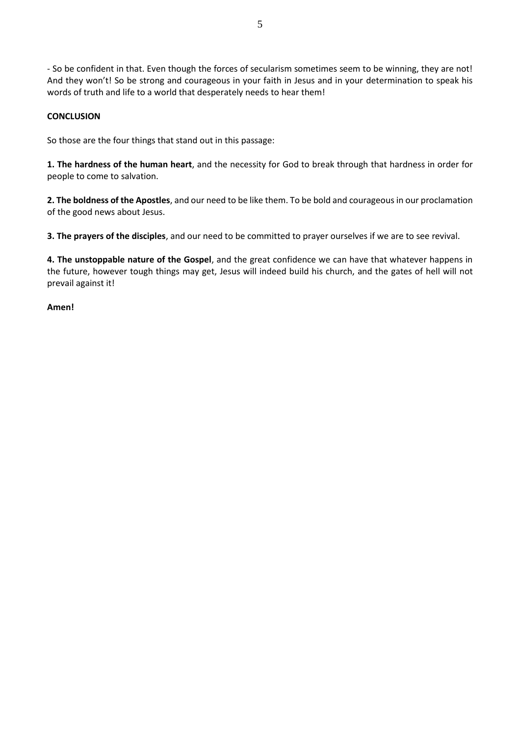- So be confident in that. Even though the forces of secularism sometimes seem to be winning, they are not! And they won't! So be strong and courageous in your faith in Jesus and in your determination to speak his words of truth and life to a world that desperately needs to hear them!

**CONCLUSION**

So those are the four things that stand out in this passage:

**1. The hardness of the human heart**, and the necessity for God to break through that hardness in order for people to come to salvation.

**2. The boldness of the Apostles**, and our need to be like them. To be bold and courageous in our proclamation of the good news about Jesus.

**3. The prayers of the disciples**, and our need to be committed to prayer ourselves if we are to see revival.

**4. The unstoppable nature of the Gospel**, and the great confidence we can have that whatever happens in the future, however tough things may get, Jesus will indeed build his church, and the gates of hell will not prevail against it!

**Amen!**